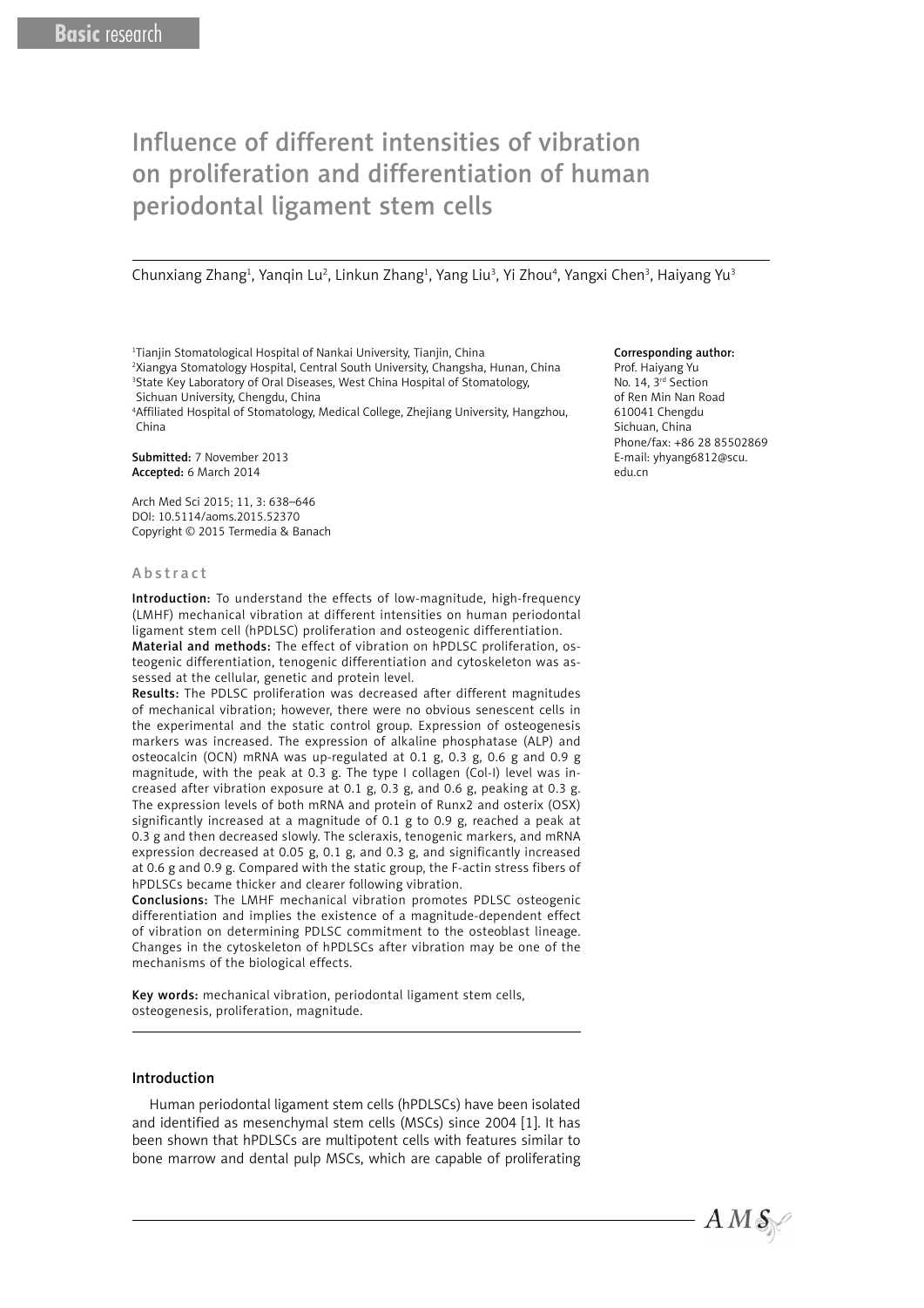Basic research

# Influence of different intensities of vibration on proliferation and differentiation of human periodontal ligament stem cells

Chunxiang Zhang[1], Yanqin Lu[2], Linkun Zhang[1], Yang Liu[3], Yi Zhou[4], Yangxi Chen[3], Haiyang Yu[3]

[1]Tianjin Stomatological Hospital of Nankai University, Tianjin, China
[2]Xiangya Stomatology Hospital, Central South University, Changsha, Hunan, China
[3]State Key Laboratory of Oral Diseases, West China Hospital of Stomatology, Sichuan University, Chengdu, China
[4]Affiliated Hospital of Stomatology, Medical College, Zhejiang University, Hangzhou, China

**Submitted:** 7 November 2013
**Accepted:** 6 March 2014

Arch Med Sci 2015; 11, 3: 638–646
DOI: 10.5114/aoms.2015.52370
Copyright © 2015 Termedia & Banach

**Corresponding author:**
Prof. Haiyang Yu
No. 14, 3rd Section
of Ren Min Nan Road
610041 Chengdu
Sichuan, China
Phone/fax: +86 28 85502869
E-mail: yhyang6812@scu.edu.cn

## Abstract

**Introduction:** To understand the effects of low-magnitude, high-frequency (LMHF) mechanical vibration at different intensities on human periodontal ligament stem cell (hPDLSC) proliferation and osteogenic differentiation.

**Material and methods:** The effect of vibration on hPDLSC proliferation, osteogenic differentiation, tenogenic differentiation and cytoskeleton was assessed at the cellular, genetic and protein level.

**Results:** The PDLSC proliferation was decreased after different magnitudes of mechanical vibration; however, there were no obvious senescent cells in the experimental and the static control group. Expression of osteogenesis markers was increased. The expression of alkaline phosphatase (ALP) and osteocalcin (OCN) mRNA was up-regulated at 0.1 g, 0.3 g, 0.6 g and 0.9 g magnitude, with the peak at 0.3 g. The type I collagen (Col-I) level was increased after vibration exposure at 0.1 g, 0.3 g, and 0.6 g, peaking at 0.3 g. The expression levels of both mRNA and protein of Runx2 and osterix (OSX) significantly increased at a magnitude of 0.1 g to 0.9 g, reached a peak at 0.3 g and then decreased slowly. The scleraxis, tenogenic markers, and mRNA expression decreased at 0.05 g, 0.1 g, and 0.3 g, and significantly increased at 0.6 g and 0.9 g. Compared with the static group, the F-actin stress fibers of hPDLSCs became thicker and clearer following vibration.

**Conclusions:** The LMHF mechanical vibration promotes PDLSC osteogenic differentiation and implies the existence of a magnitude-dependent effect of vibration on determining PDLSC commitment to the osteoblast lineage. Changes in the cytoskeleton of hPDLSCs after vibration may be one of the mechanisms of the biological effects.

**Key words:** mechanical vibration, periodontal ligament stem cells, osteogenesis, proliferation, magnitude.

## Introduction

Human periodontal ligament stem cells (hPDLSCs) have been isolated and identified as mesenchymal stem cells (MSCs) since 2004 [1]. It has been shown that hPDLSCs are multipotent cells with features similar to bone marrow and dental pulp MSCs, which are capable of proliferating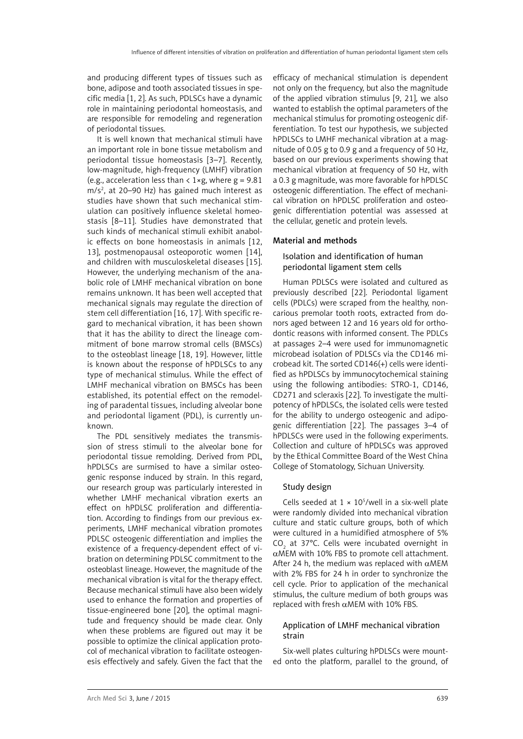and producing different types of tissues such as bone, adipose and tooth associated tissues in specific media [1, 2]. As such, PDLSCs have a dynamic role in maintaining periodontal homeostasis, and are responsible for remodeling and regeneration of periodontal tissues.

It is well known that mechanical stimuli have an important role in bone tissue metabolism and periodontal tissue homeostasis [3–7]. Recently, low-magnitude, high-frequency (LMHF) vibration (e.g., acceleration less than < 1×g, where g = 9.81 $m/s^2$, at 20–90 Hz) has gained much interest as studies have shown that such mechanical stimulation can positively influence skeletal homeostasis [8–11]. Studies have demonstrated that such kinds of mechanical stimuli exhibit anabolic effects on bone homeostasis in animals [12, 13], postmenopausal osteoporotic women [14], and children with musculoskeletal diseases [15]. However, the underlying mechanism of the anabolic role of LMHF mechanical vibration on bone remains unknown. It has been well accepted that mechanical signals may regulate the direction of stem cell differentiation [16, 17]. With specific regard to mechanical vibration, it has been shown that it has the ability to direct the lineage commitment of bone marrow stromal cells (BMSCs) to the osteoblast lineage [18, 19]. However, little is known about the response of hPDLSCs to any type of mechanical stimulus. While the effect of LMHF mechanical vibration on BMSCs has been established, its potential effect on the remodeling of paradental tissues, including alveolar bone and periodontal ligament (PDL), is currently unknown.

The PDL sensitively mediates the transmission of stress stimuli to the alveolar bone for periodontal tissue remolding. Derived from PDL, hPDLSCs are surmised to have a similar osteogenic response induced by strain. In this regard, our research group was particularly interested in whether LMHF mechanical vibration exerts an effect on hPDLSC proliferation and differentiation. According to findings from our previous experiments, LMHF mechanical vibration promotes PDLSC osteogenic differentiation and implies the existence of a frequency-dependent effect of vibration on determining PDLSC commitment to the osteoblast lineage. However, the magnitude of the mechanical vibration is vital for the therapy effect. Because mechanical stimuli have also been widely used to enhance the formation and properties of tissue-engineered bone [20], the optimal magnitude and frequency should be made clear. Only when these problems are figured out may it be possible to optimize the clinical application protocol of mechanical vibration to facilitate osteogenesis effectively and safely. Given the fact that the efficacy of mechanical stimulation is dependent not only on the frequency, but also the magnitude of the applied vibration stimulus [9, 21], we also wanted to establish the optimal parameters of the mechanical stimulus for promoting osteogenic differentiation. To test our hypothesis, we subjected hPDLSCs to LMHF mechanical vibration at a magnitude of 0.05 g to 0.9 g and a frequency of 50 Hz, based on our previous experiments showing that mechanical vibration at frequency of 50 Hz, with a 0.3 g magnitude, was more favorable for hPDLSC osteogenic differentiation. The effect of mechanical vibration on hPDLSC proliferation and osteogenic differentiation potential was assessed at the cellular, genetic and protein levels.

## Material and methods

### Isolation and identification of human periodontal ligament stem cells

Human PDLSCs were isolated and cultured as previously described [22]. Periodontal ligament cells (PDLCs) were scraped from the healthy, noncarious premolar tooth roots, extracted from donors aged between 12 and 16 years old for orthodontic reasons with informed consent. The PDLCs at passages 2–4 were used for immunomagnetic microbead isolation of PDLSCs via the CD146 microbead kit. The sorted CD146(+) cells were identified as hPDLSCs by immunocytochemical staining using the following antibodies: STRO-1, CD146, CD271 and scleraxis [22]. To investigate the multipotency of hPDLSCs, the isolated cells were tested for the ability to undergo osteogenic and adipogenic differentiation [22]. The passages 3–4 of hPDLSCs were used in the following experiments. Collection and culture of hPDLSCs was approved by the Ethical Committee Board of the West China College of Stomatology, Sichuan University.

### Study design

Cells seeded at $1 \times 10^5$/well in a six-well plate were randomly divided into mechanical vibration culture and static culture groups, both of which were cultured in a humidified atmosphere of 5% $CO_2$ at 37°C. Cells were incubated overnight in αMEM with 10% FBS to promote cell attachment. After 24 h, the medium was replaced with αMEM with 2% FBS for 24 h in order to synchronize the cell cycle. Prior to application of the mechanical stimulus, the culture medium of both groups was replaced with fresh αMEM with 10% FBS.

### Application of LMHF mechanical vibration strain

Six-well plates culturing hPDLSCs were mounted onto the platform, parallel to the ground, of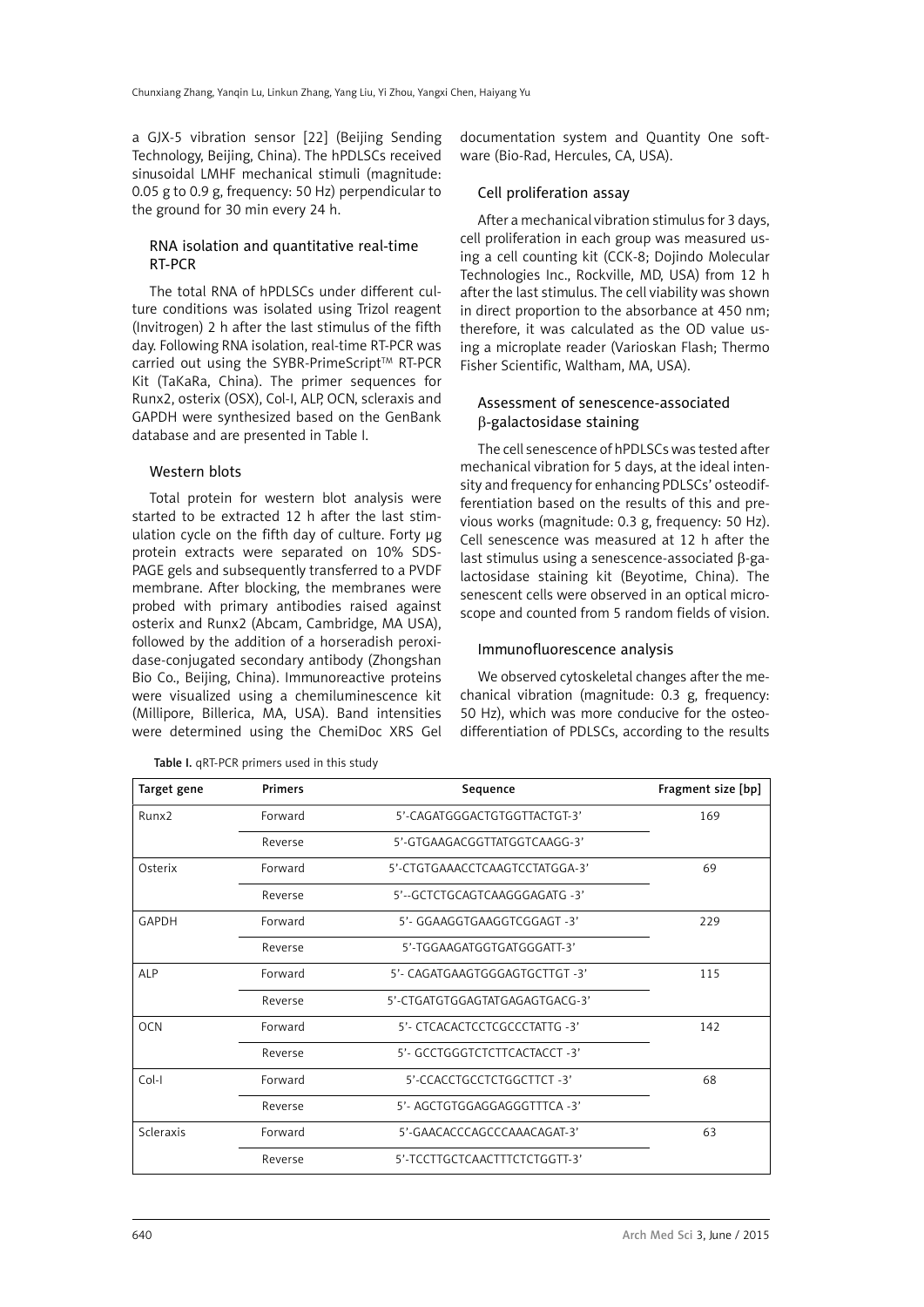a GJX-5 vibration sensor [22] (Beijing Sending Technology, Beijing, China). The hPDLSCs received sinusoidal LMHF mechanical stimuli (magnitude: 0.05 g to 0.9 g, frequency: 50 Hz) perpendicular to the ground for 30 min every 24 h.

### RNA isolation and quantitative real-time RT-PCR

The total RNA of hPDLSCs under different culture conditions was isolated using Trizol reagent (Invitrogen) 2 h after the last stimulus of the fifth day. Following RNA isolation, real-time RT-PCR was carried out using the SYBR-PrimeScript™ RT-PCR Kit (TaKaRa, China). The primer sequences for Runx2, osterix (OSX), Col-I, ALP, OCN, scleraxis and GAPDH were synthesized based on the GenBank database and are presented in Table I.

### Western blots

Total protein for western blot analysis were started to be extracted 12 h after the last stimulation cycle on the fifth day of culture. Forty µg protein extracts were separated on 10% SDS-PAGE gels and subsequently transferred to a PVDF membrane. After blocking, the membranes were probed with primary antibodies raised against osterix and Runx2 (Abcam, Cambridge, MA USA), followed by the addition of a horseradish peroxidase-conjugated secondary antibody (Zhongshan Bio Co., Beijing, China). Immunoreactive proteins were visualized using a chemiluminescence kit (Millipore, Billerica, MA, USA). Band intensities were determined using the ChemiDoc XRS Gel documentation system and Quantity One software (Bio-Rad, Hercules, CA, USA).

### Cell proliferation assay

After a mechanical vibration stimulus for 3 days, cell proliferation in each group was measured using a cell counting kit (CCK-8; Dojindo Molecular Technologies Inc., Rockville, MD, USA) from 12 h after the last stimulus. The cell viability was shown in direct proportion to the absorbance at 450 nm; therefore, it was calculated as the OD value using a microplate reader (Varioskan Flash; Thermo Fisher Scientific, Waltham, MA, USA).

### Assessment of senescence-associated β-galactosidase staining

The cell senescence of hPDLSCs was tested after mechanical vibration for 5 days, at the ideal intensity and frequency for enhancing PDLSCs' osteodifferentiation based on the results of this and previous works (magnitude: 0.3 g, frequency: 50 Hz). Cell senescence was measured at 12 h after the last stimulus using a senescence-associated β-galactosidase staining kit (Beyotime, China). The senescent cells were observed in an optical microscope and counted from 5 random fields of vision.

### Immunofluorescence analysis

We observed cytoskeletal changes after the mechanical vibration (magnitude: 0.3 g, frequency: 50 Hz), which was more conducive for the osteodifferentiation of PDLSCs, according to the results

**Table I.** qRT-PCR primers used in this study

| Target gene | Primers | Sequence | Fragment size [bp] |
|---|---|---|---|
| Runx2 | Forward | 5'-CAGATGGGACTGTGGTTACTGT-3' | 169 |
| | Reverse | 5'-GTGAAGACGGTTATGGTCAAGG-3' | |
| Osterix | Forward | 5'-CTGTGAAACCTCAAGTCCTATGGA-3' | 69 |
| | Reverse | 5'--GCTCTGCAGTCAAGGGAGATG -3' | |
| GAPDH | Forward | 5'- GGAAGGTGAAGGTCGGAGT -3' | 229 |
| | Reverse | 5'-TGGAAGATGGTGATGGGATT-3' | |
| ALP | Forward | 5'- CAGATGAAGTGGGAGTGCTTGT -3' | 115 |
| | Reverse | 5'-CTGATGTGGAGTATGAGAGTGACG-3' | |
| OCN | Forward | 5'- CTCACACTCCTCGCCCTATTG -3' | 142 |
| | Reverse | 5'- GCCTGGGTCTCTTCACTACCT -3' | |
| Col-I | Forward | 5'-CCACCTGCCTCTGGCTTCT -3' | 68 |
| | Reverse | 5'- AGCTGTGGAGGAGGGTTTCA -3' | |
| Scleraxis | Forward | 5'-GAACACCCAGCCCAAACAGAT-3' | 63 |
| | Reverse | 5'-TCCTTGCTCAACTTTCTCTGGTT-3' | |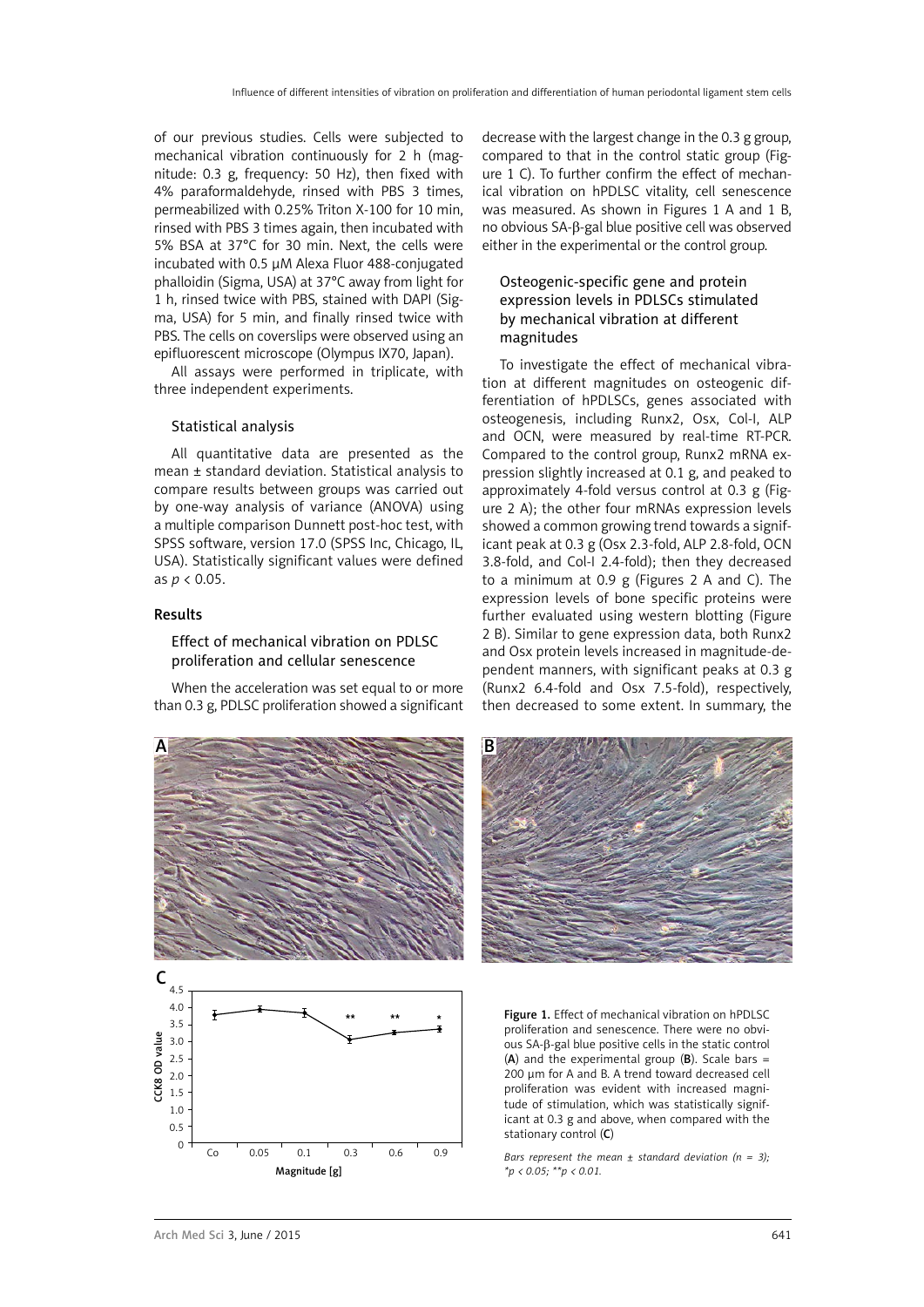of our previous studies. Cells were subjected to mechanical vibration continuously for 2 h (magnitude: 0.3 g, frequency: 50 Hz), then fixed with 4% paraformaldehyde, rinsed with PBS 3 times, permeabilized with 0.25% Triton X-100 for 10 min, rinsed with PBS 3 times again, then incubated with 5% BSA at 37°C for 30 min. Next, the cells were incubated with 0.5 µM Alexa Fluor 488-conjugated phalloidin (Sigma, USA) at 37°C away from light for 1 h, rinsed twice with PBS, stained with DAPI (Sigma, USA) for 5 min, and finally rinsed twice with PBS. The cells on coverslips were observed using an epifluorescent microscope (Olympus IX70, Japan).

All assays were performed in triplicate, with three independent experiments.

### Statistical analysis

All quantitative data are presented as the mean ± standard deviation. Statistical analysis to compare results between groups was carried out by one-way analysis of variance (ANOVA) using a multiple comparison Dunnett post-hoc test, with SPSS software, version 17.0 (SPSS Inc, Chicago, IL, USA). Statistically significant values were defined as $p < 0.05$.

## Results

### Effect of mechanical vibration on PDLSC proliferation and cellular senescence

When the acceleration was set equal to or more than 0.3 g, PDLSC proliferation showed a significant decrease with the largest change in the 0.3 g group, compared to that in the control static group (Figure 1 C). To further confirm the effect of mechanical vibration on hPDLSC vitality, cell senescence was measured. As shown in Figures 1 A and 1 B, no obvious SA-β-gal blue positive cell was observed either in the experimental or the control group.

### Osteogenic-specific gene and protein expression levels in PDLSCs stimulated by mechanical vibration at different magnitudes

To investigate the effect of mechanical vibration at different magnitudes on osteogenic differentiation of hPDLSCs, genes associated with osteogenesis, including Runx2, Osx, Col-I, ALP and OCN, were measured by real-time RT-PCR. Compared to the control group, Runx2 mRNA expression slightly increased at 0.1 g, and peaked to approximately 4-fold versus control at 0.3 g (Figure 2 A); the other four mRNAs expression levels showed a common growing trend towards a significant peak at 0.3 g (Osx 2.3-fold, ALP 2.8-fold, OCN 3.8-fold, and Col-I 2.4-fold); then they decreased to a minimum at 0.9 g (Figures 2 A and C). The expression levels of bone specific proteins were further evaluated using western blotting (Figure 2 B). Similar to gene expression data, both Runx2 and Osx protein levels increased in magnitude-dependent manners, with significant peaks at 0.3 g (Runx2 6.4-fold and Osx 7.5-fold), respectively, then decreased to some extent. In summary, the

**Figure 1.** Effect of mechanical vibration on hPDLSC proliferation and senescence. There were no obvious SA-β-gal blue positive cells in the static control (**A**) and the experimental group (**B**). Scale bars = 200 µm for A and B. A trend toward decreased cell proliferation was evident with increased magnitude of stimulation, which was statistically significant at 0.3 g and above, when compared with the stationary control (**C**)

*Bars represent the mean ± standard deviation (n = 3); \*p < 0.05; \*\*p < 0.01.*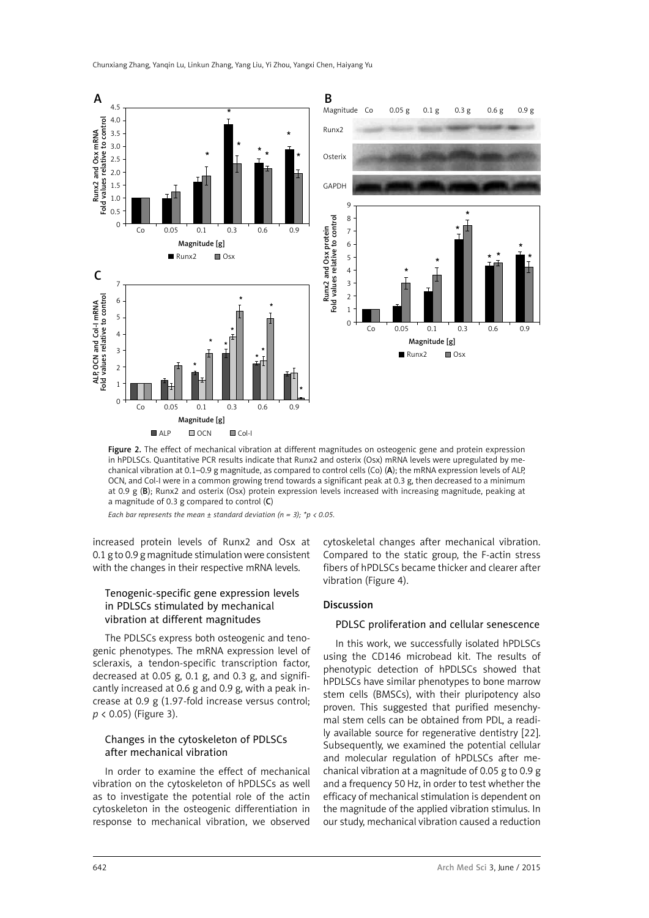Figure 2. The effect of mechanical vibration at different magnitudes on osteogenic gene and protein expression in hPDLSCs. Quantitative PCR results indicate that Runx2 and osterix (Osx) mRNA levels were upregulated by mechanical vibration at 0.1–0.9 g magnitude, as compared to control cells (Co) (**A**); the mRNA expression levels of ALP, OCN, and Col-I were in a common growing trend towards a significant peak at 0.3 g, then decreased to a minimum at 0.9 g (**B**); Runx2 and osterix (Osx) protein expression levels increased with increasing magnitude, peaking at a magnitude of 0.3 g compared to control (**C**)

*Each bar represents the mean ± standard deviation (n = 3); \*p < 0.05.*

increased protein levels of Runx2 and Osx at 0.1 g to 0.9 g magnitude stimulation were consistent with the changes in their respective mRNA levels.

### Tenogenic-specific gene expression levels in PDLSCs stimulated by mechanical vibration at different magnitudes

The PDLSCs express both osteogenic and tenogenic phenotypes. The mRNA expression level of scleraxis, a tendon-specific transcription factor, decreased at 0.05 g, 0.1 g, and 0.3 g, and significantly increased at 0.6 g and 0.9 g, with a peak increase at 0.9 g (1.97-fold increase versus control; $p < 0.05$) (Figure 3).

### Changes in the cytoskeleton of PDLSCs after mechanical vibration

In order to examine the effect of mechanical vibration on the cytoskeleton of hPDLSCs as well as to investigate the potential role of the actin cytoskeleton in the osteogenic differentiation in response to mechanical vibration, we observed cytoskeletal changes after mechanical vibration. Compared to the static group, the F-actin stress fibers of hPDLSCs became thicker and clearer after vibration (Figure 4).

## Discussion

### PDLSC proliferation and cellular senescence

In this work, we successfully isolated hPDLSCs using the CD146 microbead kit. The results of phenotypic detection of hPDLSCs showed that hPDLSCs have similar phenotypes to bone marrow stem cells (BMSCs), with their pluripotency also proven. This suggested that purified mesenchymal stem cells can be obtained from PDL, a readily available source for regenerative dentistry [22]. Subsequently, we examined the potential cellular and molecular regulation of hPDLSCs after mechanical vibration at a magnitude of 0.05 g to 0.9 g and a frequency 50 Hz, in order to test whether the efficacy of mechanical stimulation is dependent on the magnitude of the applied vibration stimulus. In our study, mechanical vibration caused a reduction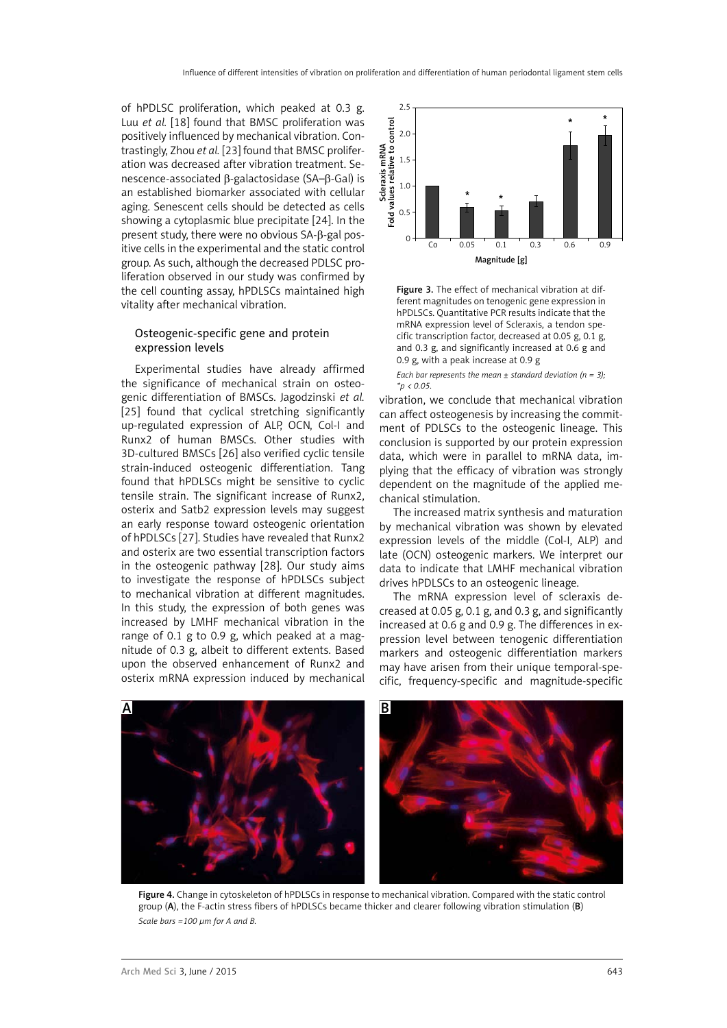of hPDLSC proliferation, which peaked at 0.3 g. Luu *et al.* [18] found that BMSC proliferation was positively influenced by mechanical vibration. Contrastingly, Zhou *et al.* [23] found that BMSC proliferation was decreased after vibration treatment. Senescence-associated β-galactosidase (SA–β-Gal) is an established biomarker associated with cellular aging. Senescent cells should be detected as cells showing a cytoplasmic blue precipitate [24]. In the present study, there were no obvious SA-β-gal positive cells in the experimental and the static control group. As such, although the decreased PDLSC proliferation observed in our study was confirmed by the cell counting assay, hPDLSCs maintained high vitality after mechanical vibration.

## Osteogenic-specific gene and protein expression levels

Experimental studies have already affirmed the significance of mechanical strain on osteogenic differentiation of BMSCs. Jagodzinski *et al.* [25] found that cyclical stretching significantly up-regulated expression of ALP, OCN, Col-I and Runx2 of human BMSCs. Other studies with 3D-cultured BMSCs [26] also verified cyclic tensile strain-induced osteogenic differentiation. Tang found that hPDLSCs might be sensitive to cyclic tensile strain. The significant increase of Runx2, osterix and Satb2 expression levels may suggest an early response toward osteogenic orientation of hPDLSCs [27]. Studies have revealed that Runx2 and osterix are two essential transcription factors in the osteogenic pathway [28]. Our study aims to investigate the response of hPDLSCs subject to mechanical vibration at different magnitudes. In this study, the expression of both genes was increased by LMHF mechanical vibration in the range of 0.1 g to 0.9 g, which peaked at a magnitude of 0.3 g, albeit to different extents. Based upon the observed enhancement of Runx2 and osterix mRNA expression induced by mechanical vibration, we conclude that mechanical vibration can affect osteogenesis by increasing the commitment of PDLSCs to the osteogenic lineage. This conclusion is supported by our protein expression data, which were in parallel to mRNA data, implying that the efficacy of vibration was strongly dependent on the magnitude of the applied mechanical stimulation.

**Figure 3.** The effect of mechanical vibration at different magnitudes on tenogenic gene expression in hPDLSCs. Quantitative PCR results indicate that the mRNA expression level of Scleraxis, a tendon specific transcription factor, decreased at 0.05 g, 0.1 g, and 0.3 g, and significantly increased at 0.6 g and 0.9 g, with a peak increase at 0.9 g

*Each bar represents the mean ± standard deviation (n = 3); *p < 0.05.*

The increased matrix synthesis and maturation by mechanical vibration was shown by elevated expression levels of the middle (Col-I, ALP) and late (OCN) osteogenic markers. We interpret our data to indicate that LMHF mechanical vibration drives hPDLSCs to an osteogenic lineage.

The mRNA expression level of scleraxis decreased at 0.05 g, 0.1 g, and 0.3 g, and significantly increased at 0.6 g and 0.9 g. The differences in expression level between tenogenic differentiation markers and osteogenic differentiation markers may have arisen from their unique temporal-specific, frequency-specific and magnitude-specific

**Figure 4.** Change in cytoskeleton of hPDLSCs in response to mechanical vibration. Compared with the static control group (**A**), the F-actin stress fibers of hPDLSCs became thicker and clearer following vibration stimulation (**B**)

*Scale bars =100 μm for A and B.*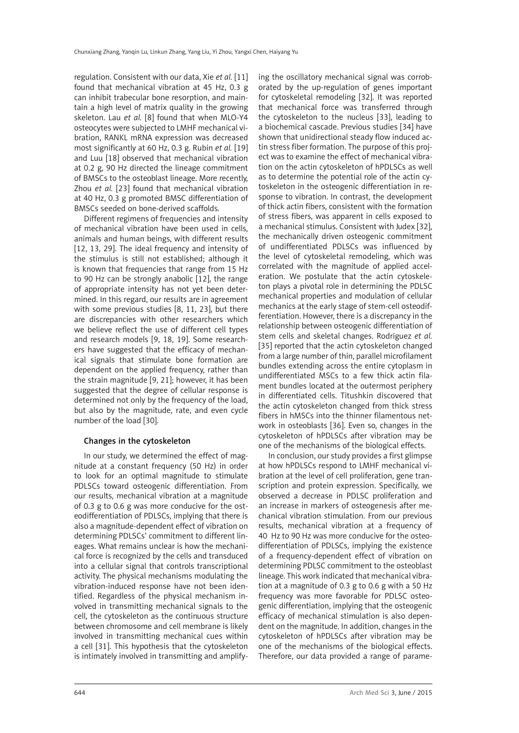regulation. Consistent with our data, Xie *et al.* [11] found that mechanical vibration at 45 Hz, 0.3 g can inhibit trabecular bone resorption, and maintain a high level of matrix quality in the growing skeleton. Lau *et al.* [8] found that when MLO-Y4 osteocytes were subjected to LMHF mechanical vibration, RANKL mRNA expression was decreased most significantly at 60 Hz, 0.3 g. Rubin *et al.* [19] and Luu [18] observed that mechanical vibration at 0.2 g, 90 Hz directed the lineage commitment of BMSCs to the osteoblast lineage. More recently, Zhou *et al.* [23] found that mechanical vibration at 40 Hz, 0.3 g promoted BMSC differentiation of BMSCs seeded on bone-derived scaffolds.

Different regimens of frequencies and intensity of mechanical vibration have been used in cells, animals and human beings, with different results [12, 13, 29]. The ideal frequency and intensity of the stimulus is still not established; although it is known that frequencies that range from 15 Hz to 90 Hz can be strongly anabolic [12], the range of appropriate intensity has not yet been determined. In this regard, our results are in agreement with some previous studies [8, 11, 23], but there are discrepancies with other researchers which we believe reflect the use of different cell types and research models [9, 18, 19]. Some researchers have suggested that the efficacy of mechanical signals that stimulate bone formation are dependent on the applied frequency, rather than the strain magnitude [9, 21]; however, it has been suggested that the degree of cellular response is determined not only by the frequency of the load, but also by the magnitude, rate, and even cycle number of the load [30].

### Changes in the cytoskeleton

In our study, we determined the effect of magnitude at a constant frequency (50 Hz) in order to look for an optimal magnitude to stimulate PDLSCs toward osteogenic differentiation. From our results, mechanical vibration at a magnitude of 0.3 g to 0.6 g was more conducive for the osteodifferentiation of PDLSCs, implying that there is also a magnitude-dependent effect of vibration on determining PDLSCs' commitment to different lineages. What remains unclear is how the mechanical force is recognized by the cells and transduced into a cellular signal that controls transcriptional activity. The physical mechanisms modulating the vibration-induced response have not been identified. Regardless of the physical mechanism involved in transmitting mechanical signals to the cell, the cytoskeleton as the continuous structure between chromosome and cell membrane is likely involved in transmitting mechanical cues within a cell [31]. This hypothesis that the cytoskeleton is intimately involved in transmitting and amplifying the oscillatory mechanical signal was corroborated by the up-regulation of genes important for cytoskeletal remodeling [32]. It was reported that mechanical force was transferred through the cytoskeleton to the nucleus [33], leading to a biochemical cascade. Previous studies [34] have shown that unidirectional steady flow induced actin stress fiber formation. The purpose of this project was to examine the effect of mechanical vibration on the actin cytoskeleton of hPDLSCs as well as to determine the potential role of the actin cytoskeleton in the osteogenic differentiation in response to vibration. In contrast, the development of thick actin fibers, consistent with the formation of stress fibers, was apparent in cells exposed to a mechanical stimulus. Consistent with Judex [32], the mechanically driven osteogenic commitment of undifferentiated PDLSCs was influenced by the level of cytoskeletal remodeling, which was correlated with the magnitude of applied acceleration. We postulate that the actin cytoskeleton plays a pivotal role in determining the PDLSC mechanical properties and modulation of cellular mechanics at the early stage of stem-cell osteodifferentiation. However, there is a discrepancy in the relationship between osteogenic differentiation of stem cells and skeletal changes. Rodríguez *et al.* [35] reported that the actin cytoskeleton changed from a large number of thin, parallel microfilament bundles extending across the entire cytoplasm in undifferentiated MSCs to a few thick actin filament bundles located at the outermost periphery in differentiated cells. Titushkin discovered that the actin cytoskeleton changed from thick stress fibers in hMSCs into the thinner filamentous network in osteoblasts [36]. Even so, changes in the cytoskeleton of hPDLSCs after vibration may be one of the mechanisms of the biological effects.

In conclusion, our study provides a first glimpse at how hPDLSCs respond to LMHF mechanical vibration at the level of cell proliferation, gene transcription and protein expression. Specifically, we observed a decrease in PDLSC proliferation and an increase in markers of osteogenesis after mechanical vibration stimulation. From our previous results, mechanical vibration at a frequency of 40 Hz to 90 Hz was more conducive for the osteodifferentiation of PDLSCs, implying the existence of a frequency-dependent effect of vibration on determining PDLSC commitment to the osteoblast lineage. This work indicated that mechanical vibration at a magnitude of 0.3 g to 0.6 g with a 50 Hz frequency was more favorable for PDLSC osteogenic differentiation, implying that the osteogenic efficacy of mechanical stimulation is also dependent on the magnitude. In addition, changes in the cytoskeleton of hPDLSCs after vibration may be one of the mechanisms of the biological effects. Therefore, our data provided a range of parame-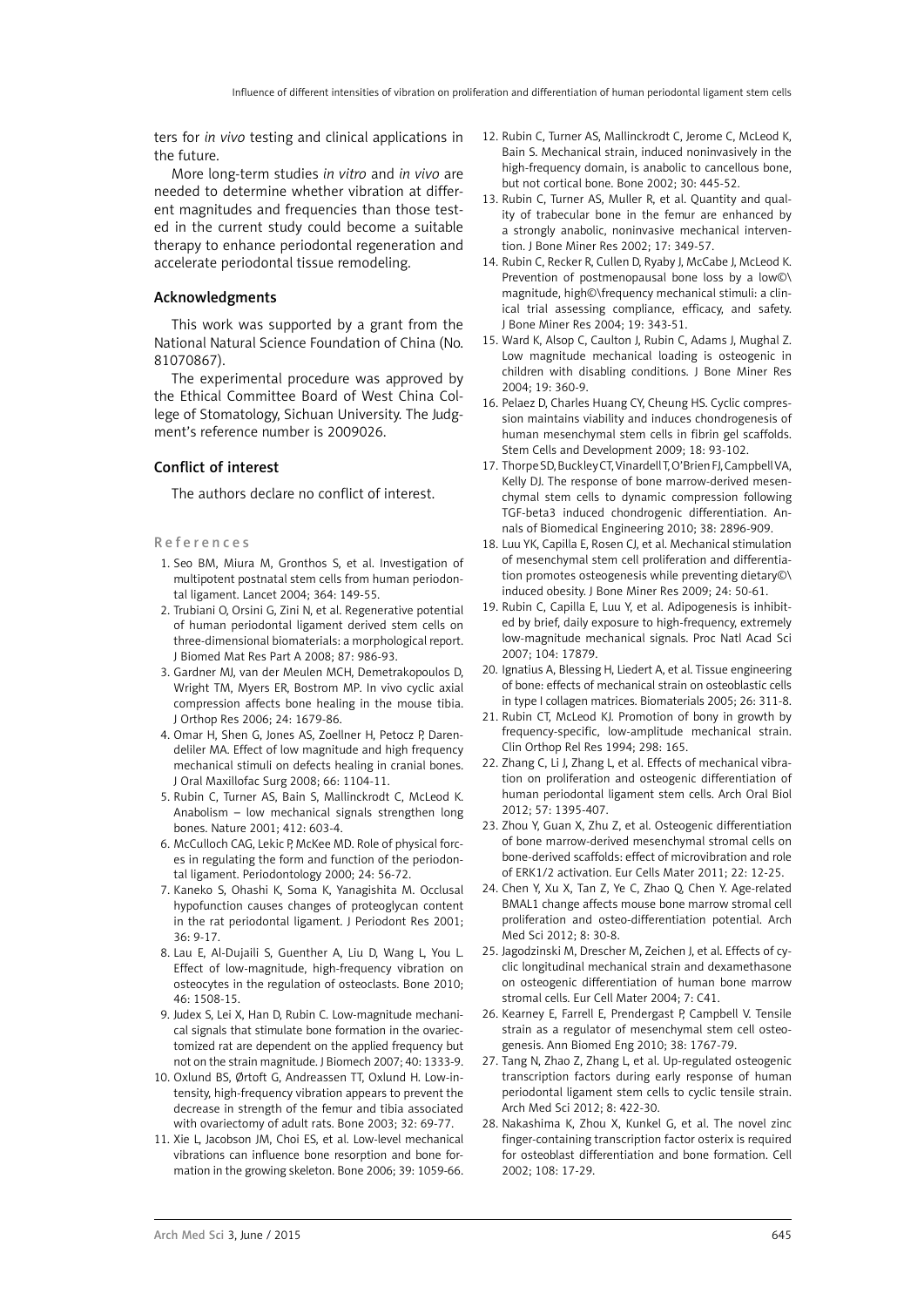ters for *in vivo* testing and clinical applications in the future.

More long-term studies *in vitro* and *in vivo* are needed to determine whether vibration at different magnitudes and frequencies than those tested in the current study could become a suitable therapy to enhance periodontal regeneration and accelerate periodontal tissue remodeling.

## Acknowledgments

This work was supported by a grant from the National Natural Science Foundation of China (No. 81070867).

The experimental procedure was approved by the Ethical Committee Board of West China College of Stomatology, Sichuan University. The Judgment's reference number is 2009026.

## Conflict of interest

The authors declare no conflict of interest.

## References

1. Seo BM, Miura M, Gronthos S, et al. Investigation of multipotent postnatal stem cells from human periodontal ligament. Lancet 2004; 364: 149-55.
2. Trubiani O, Orsini G, Zini N, et al. Regenerative potential of human periodontal ligament derived stem cells on three-dimensional biomaterials: a morphological report. J Biomed Mat Res Part A 2008; 87: 986-93.
3. Gardner MJ, van der Meulen MCH, Demetrakopoulos D, Wright TM, Myers ER, Bostrom MP. In vivo cyclic axial compression affects bone healing in the mouse tibia. J Orthop Res 2006; 24: 1679-86.
4. Omar H, Shen G, Jones AS, Zoellner H, Petocz P, Darendeliler MA. Effect of low magnitude and high frequency mechanical stimuli on defects healing in cranial bones. J Oral Maxillofac Surg 2008; 66: 1104-11.
5. Rubin C, Turner AS, Bain S, Mallinckrodt C, McLeod K. Anabolism – low mechanical signals strengthen long bones. Nature 2001; 412: 603-4.
6. McCulloch CAG, Lekic P, McKee MD. Role of physical forces in regulating the form and function of the periodontal ligament. Periodontology 2000; 24: 56-72.
7. Kaneko S, Ohashi K, Soma K, Yanagishita M. Occlusal hypofunction causes changes of proteoglycan content in the rat periodontal ligament. J Periodont Res 2001; 36: 9-17.
8. Lau E, Al-Dujaili S, Guenther A, Liu D, Wang L, You L. Effect of low-magnitude, high-frequency vibration on osteocytes in the regulation of osteoclasts. Bone 2010; 46: 1508-15.
9. Judex S, Lei X, Han D, Rubin C. Low-magnitude mechanical signals that stimulate bone formation in the ovariectomized rat are dependent on the applied frequency but not on the strain magnitude. J Biomech 2007; 40: 1333-9.
10. Oxlund BS, Ørtoft G, Andreassen TT, Oxlund H. Low-intensity, high-frequency vibration appears to prevent the decrease in strength of the femur and tibia associated with ovariectomy of adult rats. Bone 2003; 32: 69-77.
11. Xie L, Jacobson JM, Choi ES, et al. Low-level mechanical vibrations can influence bone resorption and bone formation in the growing skeleton. Bone 2006; 39: 1059-66.
12. Rubin C, Turner AS, Mallinckrodt C, Jerome C, McLeod K, Bain S. Mechanical strain, induced noninvasively in the high-frequency domain, is anabolic to cancellous bone, but not cortical bone. Bone 2002; 30: 445-52.
13. Rubin C, Turner AS, Muller R, et al. Quantity and quality of trabecular bone in the femur are enhanced by a strongly anabolic, noninvasive mechanical intervention. J Bone Miner Res 2002; 17: 349-57.
14. Rubin C, Recker R, Cullen D, Ryaby J, McCabe J, McLeod K. Prevention of postmenopausal bone loss by a low©\ magnitude, high©\frequency mechanical stimuli: a clinical trial assessing compliance, efficacy, and safety. J Bone Miner Res 2004; 19: 343-51.
15. Ward K, Alsop C, Caulton J, Rubin C, Adams J, Mughal Z. Low magnitude mechanical loading is osteogenic in children with disabling conditions. J Bone Miner Res 2004; 19: 360-9.
16. Pelaez D, Charles Huang CY, Cheung HS. Cyclic compression maintains viability and induces chondrogenesis of human mesenchymal stem cells in fibrin gel scaffolds. Stem Cells and Development 2009; 18: 93-102.
17. Thorpe SD, Buckley CT, Vinardell T, O'Brien FJ, Campbell VA, Kelly DJ. The response of bone marrow-derived mesenchymal stem cells to dynamic compression following TGF-beta3 induced chondrogenic differentiation. Annals of Biomedical Engineering 2010; 38: 2896-909.
18. Luu YK, Capilla E, Rosen CJ, et al. Mechanical stimulation of mesenchymal stem cell proliferation and differentiation promotes osteogenesis while preventing dietary©\ induced obesity. J Bone Miner Res 2009; 24: 50-61.
19. Rubin C, Capilla E, Luu Y, et al. Adipogenesis is inhibited by brief, daily exposure to high-frequency, extremely low-magnitude mechanical signals. Proc Natl Acad Sci 2007; 104: 17879.
20. Ignatius A, Blessing H, Liedert A, et al. Tissue engineering of bone: effects of mechanical strain on osteoblastic cells in type I collagen matrices. Biomaterials 2005; 26: 311-8.
21. Rubin CT, McLeod KJ. Promotion of bony in growth by frequency-specific, low-amplitude mechanical strain. Clin Orthop Rel Res 1994; 298: 165.
22. Zhang C, Li J, Zhang L, et al. Effects of mechanical vibration on proliferation and osteogenic differentiation of human periodontal ligament stem cells. Arch Oral Biol 2012; 57: 1395-407.
23. Zhou Y, Guan X, Zhu Z, et al. Osteogenic differentiation of bone marrow-derived mesenchymal stromal cells on bone-derived scaffolds: effect of microvibration and role of ERK1/2 activation. Eur Cells Mater 2011; 22: 12-25.
24. Chen Y, Xu X, Tan Z, Ye C, Zhao Q, Chen Y. Age-related BMAL1 change affects mouse bone marrow stromal cell proliferation and osteo-differentiation potential. Arch Med Sci 2012; 8: 30-8.
25. Jagodzinski M, Drescher M, Zeichen J, et al. Effects of cyclic longitudinal mechanical strain and dexamethasone on osteogenic differentiation of human bone marrow stromal cells. Eur Cell Mater 2004; 7: C41.
26. Kearney E, Farrell E, Prendergast P, Campbell V. Tensile strain as a regulator of mesenchymal stem cell osteogenesis. Ann Biomed Eng 2010; 38: 1767-79.
27. Tang N, Zhao Z, Zhang L, et al. Up-regulated osteogenic transcription factors during early response of human periodontal ligament stem cells to cyclic tensile strain. Arch Med Sci 2012; 8: 422-30.
28. Nakashima K, Zhou X, Kunkel G, et al. The novel zinc finger-containing transcription factor osterix is required for osteoblast differentiation and bone formation. Cell 2002; 108: 17-29.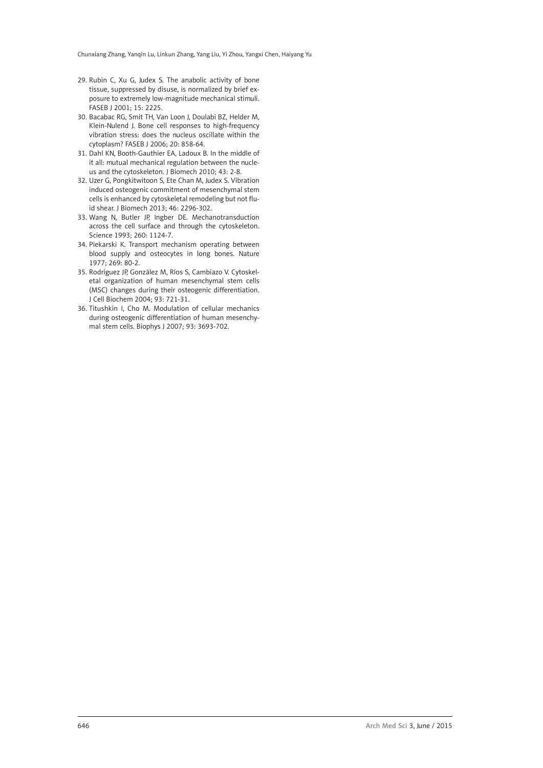29. Rubin C, Xu G, Judex S. The anabolic activity of bone tissue, suppressed by disuse, is normalized by brief exposure to extremely low-magnitude mechanical stimuli. FASEB J 2001; 15: 2225.
30. Bacabac RG, Smit TH, Van Loon J, Doulabi BZ, Helder M, Klein-Nulend J. Bone cell responses to high-frequency vibration stress: does the nucleus oscillate within the cytoplasm? FASEB J 2006; 20: 858-64.
31. Dahl KN, Booth-Gauthier EA, Ladoux B. In the middle of it all: mutual mechanical regulation between the nucleus and the cytoskeleton. J Biomech 2010; 43: 2-8.
32. Uzer G, Pongkitwitoon S, Ete Chan M, Judex S. Vibration induced osteogenic commitment of mesenchymal stem cells is enhanced by cytoskeletal remodeling but not fluid shear. J Biomech 2013; 46: 2296-302.
33. Wang N, Butler JP, Ingber DE. Mechanotransduction across the cell surface and through the cytoskeleton. Science 1993; 260: 1124-7.
34. Piekarski K. Transport mechanism operating between blood supply and osteocytes in long bones. Nature 1977; 269: 80-2.
35. Rodríguez JP, González M, Ríos S, Cambiazo V. Cytoskeletal organization of human mesenchymal stem cells (MSC) changes during their osteogenic differentiation. J Cell Biochem 2004; 93: 721-31.
36. Titushkin I, Cho M. Modulation of cellular mechanics during osteogenic differentiation of human mesenchymal stem cells. Biophys J 2007; 93: 3693-702.